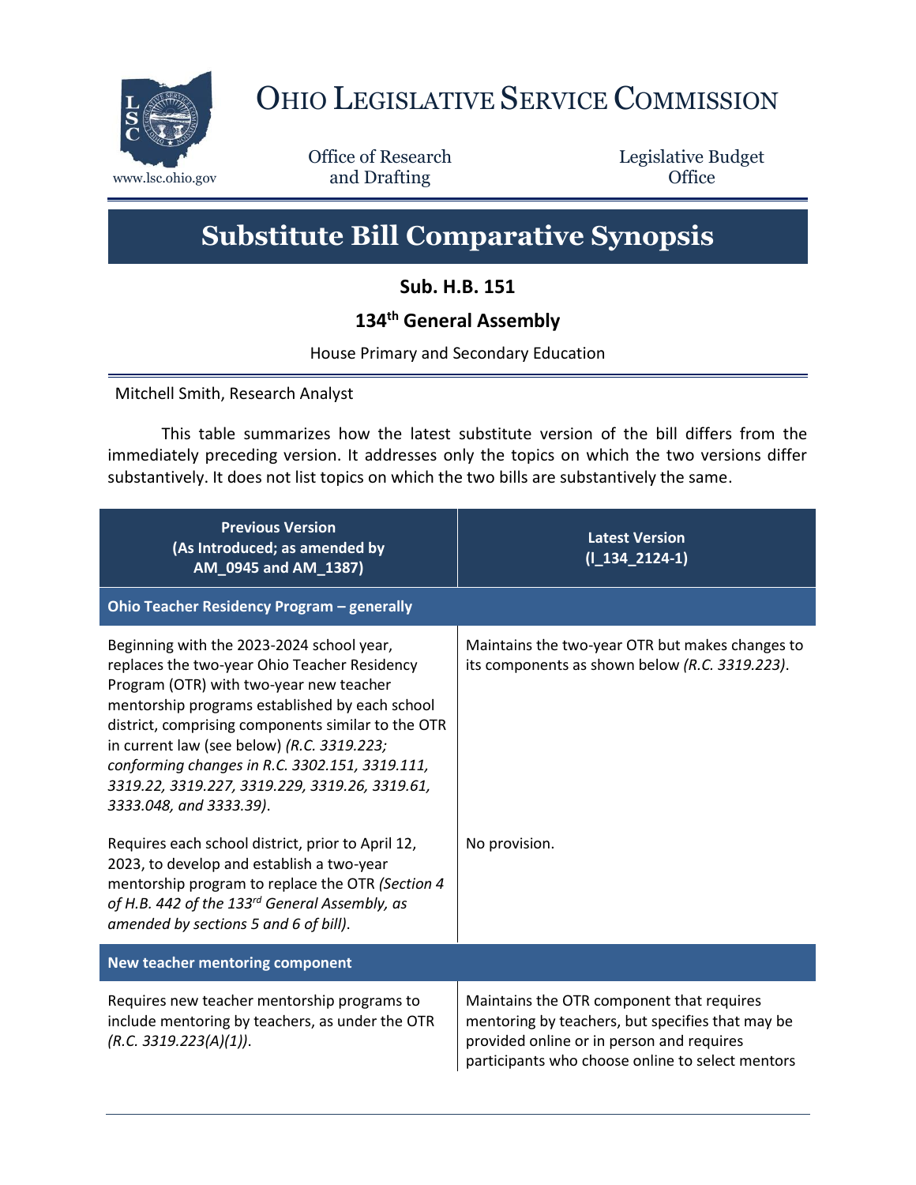# Ohio Legislative Service Commission

www.lsc.ohio.gov

Office of Research and Drafting

Legislative Budget Office

## Substitute Bill Comparative Synopsis

### Sub. H.B. 151

### 134th General Assembly

House Primary and Secondary Education

Mitchell Smith, Research Analyst

This table summarizes how the latest substitute version of the bill differs from the immediately preceding version. It addresses only the topics on which the two versions differ substantively. It does not list topics on which the two bills are substantively the same.

| Previous Version (As Introduced; as amended by AM_0945 and AM_1387) | Latest Version (l_134_2124-1) |
|---|---|
| **Ohio Teacher Residency Program – generally** | |
| Beginning with the 2023-2024 school year, replaces the two-year Ohio Teacher Residency Program (OTR) with two-year new teacher mentorship programs established by each school district, comprising components similar to the OTR in current law (see below) *(R.C. 3319.223; conforming changes in R.C. 3302.151, 3319.111, 3319.22, 3319.227, 3319.229, 3319.26, 3319.61, 3333.048, and 3333.39)*. | Maintains the two-year OTR but makes changes to its components as shown below *(R.C. 3319.223)*. |
| Requires each school district, prior to April 12, 2023, to develop and establish a two-year mentorship program to replace the OTR *(Section 4 of H.B. 442 of the 133rd General Assembly, as amended by sections 5 and 6 of bill)*. | No provision. |
| **New teacher mentoring component** | |
| Requires new teacher mentorship programs to include mentoring by teachers, as under the OTR *(R.C. 3319.223(A)(1))*. | Maintains the OTR component that requires mentoring by teachers, but specifies that may be provided online or in person and requires participants who choose online to select mentors |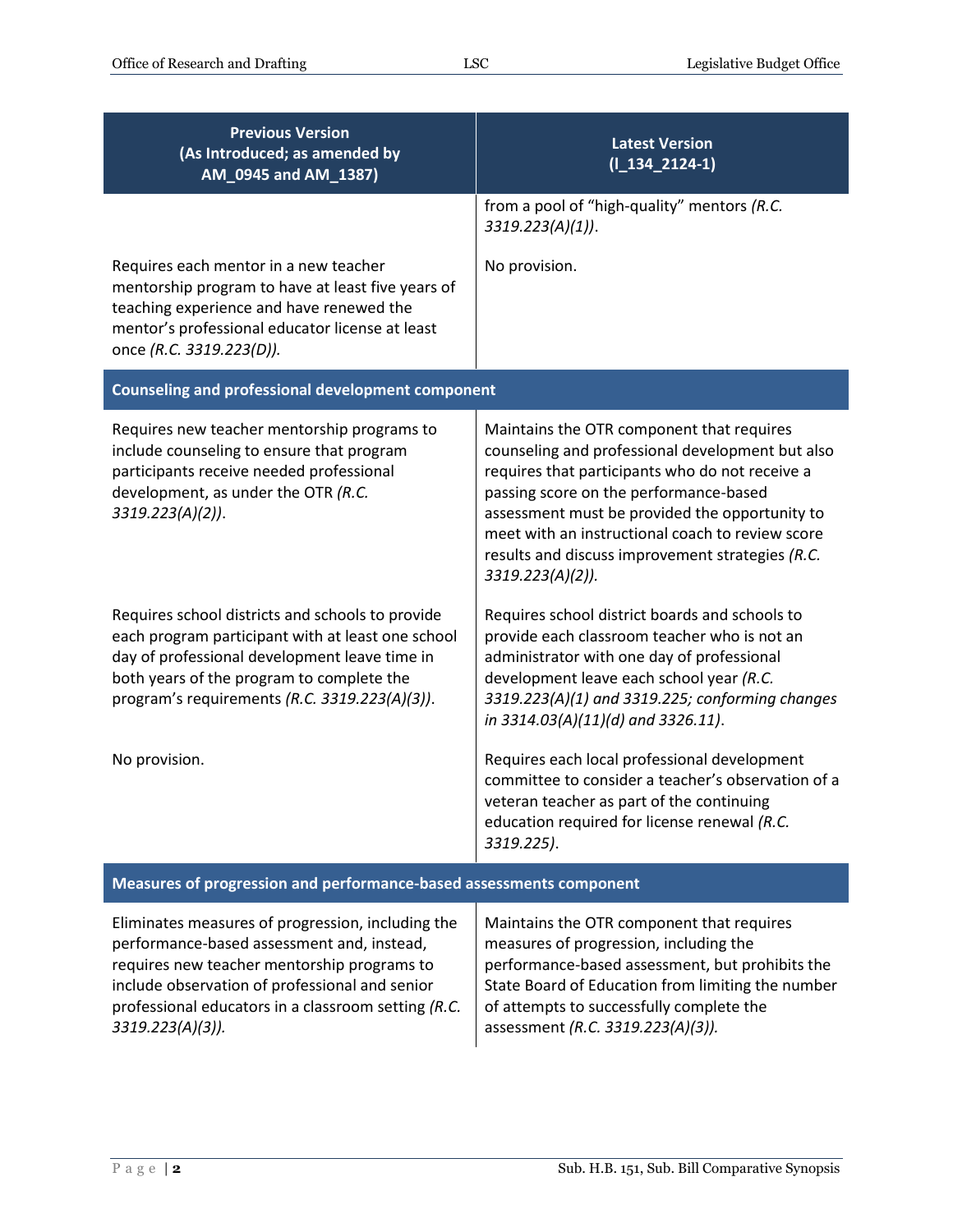| Previous Version (As Introduced; as amended by AM_0945 and AM_1387) | Latest Version (l_134_2124-1) |
|---|---|
| | from a pool of "high-quality" mentors *(R.C. 3319.223(A)(1))*. |
| Requires each mentor in a new teacher mentorship program to have at least five years of teaching experience and have renewed the mentor's professional educator license at least once *(R.C. 3319.223(D))*. | No provision. |
| **Counseling and professional development component** | |
| Requires new teacher mentorship programs to include counseling to ensure that program participants receive needed professional development, as under the OTR *(R.C. 3319.223(A)(2))*. | Maintains the OTR component that requires counseling and professional development but also requires that participants who do not receive a passing score on the performance-based assessment must be provided the opportunity to meet with an instructional coach to review score results and discuss improvement strategies *(R.C. 3319.223(A)(2))*. |
| Requires school districts and schools to provide each program participant with at least one school day of professional development leave time in both years of the program to complete the program's requirements *(R.C. 3319.223(A)(3))*. | Requires school district boards and schools to provide each classroom teacher who is not an administrator with one day of professional development leave each school year *(R.C. 3319.223(A)(1) and 3319.225; conforming changes in 3314.03(A)(11)(d) and 3326.11)*. |
| No provision. | Requires each local professional development committee to consider a teacher's observation of a veteran teacher as part of the continuing education required for license renewal *(R.C. 3319.225)*. |
| **Measures of progression and performance-based assessments component** | |
| Eliminates measures of progression, including the performance-based assessment and, instead, requires new teacher mentorship programs to include observation of professional and senior professional educators in a classroom setting *(R.C. 3319.223(A)(3))*. | Maintains the OTR component that requires measures of progression, including the performance-based assessment, but prohibits the State Board of Education from limiting the number of attempts to successfully complete the assessment *(R.C. 3319.223(A)(3))*. |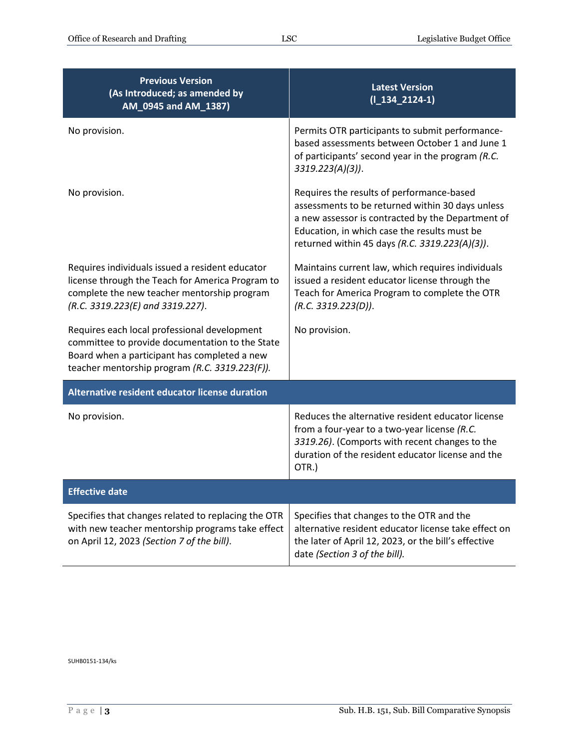| Previous Version (As Introduced; as amended by AM_0945 and AM_1387) | Latest Version (l_134_2124-1) |
| --- | --- |
| No provision. | Permits OTR participants to submit performance-based assessments between October 1 and June 1 of participants' second year in the program *(R.C. 3319.223(A)(3))*. |
| No provision. | Requires the results of performance-based assessments to be returned within 30 days unless a new assessor is contracted by the Department of Education, in which case the results must be returned within 45 days *(R.C. 3319.223(A)(3))*. |
| Requires individuals issued a resident educator license through the Teach for America Program to complete the new teacher mentorship program *(R.C. 3319.223(E) and 3319.227)*. | Maintains current law, which requires individuals issued a resident educator license through the Teach for America Program to complete the OTR *(R.C. 3319.223(D))*. |
| Requires each local professional development committee to provide documentation to the State Board when a participant has completed a new teacher mentorship program *(R.C. 3319.223(F))*. | No provision. |
| **Alternative resident educator license duration** | |
| No provision. | Reduces the alternative resident educator license from a four-year to a two-year license *(R.C. 3319.26)*. (Comports with recent changes to the duration of the resident educator license and the OTR.) |
| **Effective date** | |
| Specifies that changes related to replacing the OTR with new teacher mentorship programs take effect on April 12, 2023 *(Section 7 of the bill)*. | Specifies that changes to the OTR and the alternative resident educator license take effect on the later of April 12, 2023, or the bill's effective date *(Section 3 of the bill)*. |

SUHB0151-134/ks